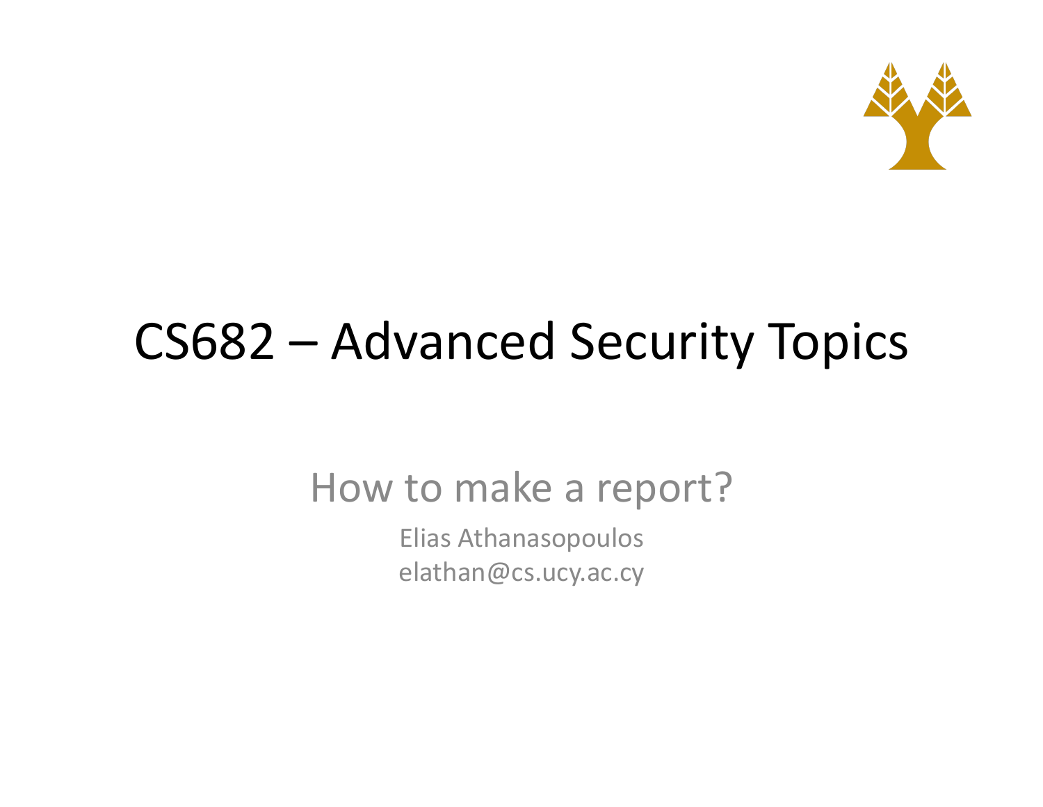# CS682 – Advanced Security Topics

## How to make a report?

Elias Athanasopoulos
elathan@cs.ucy.ac.cy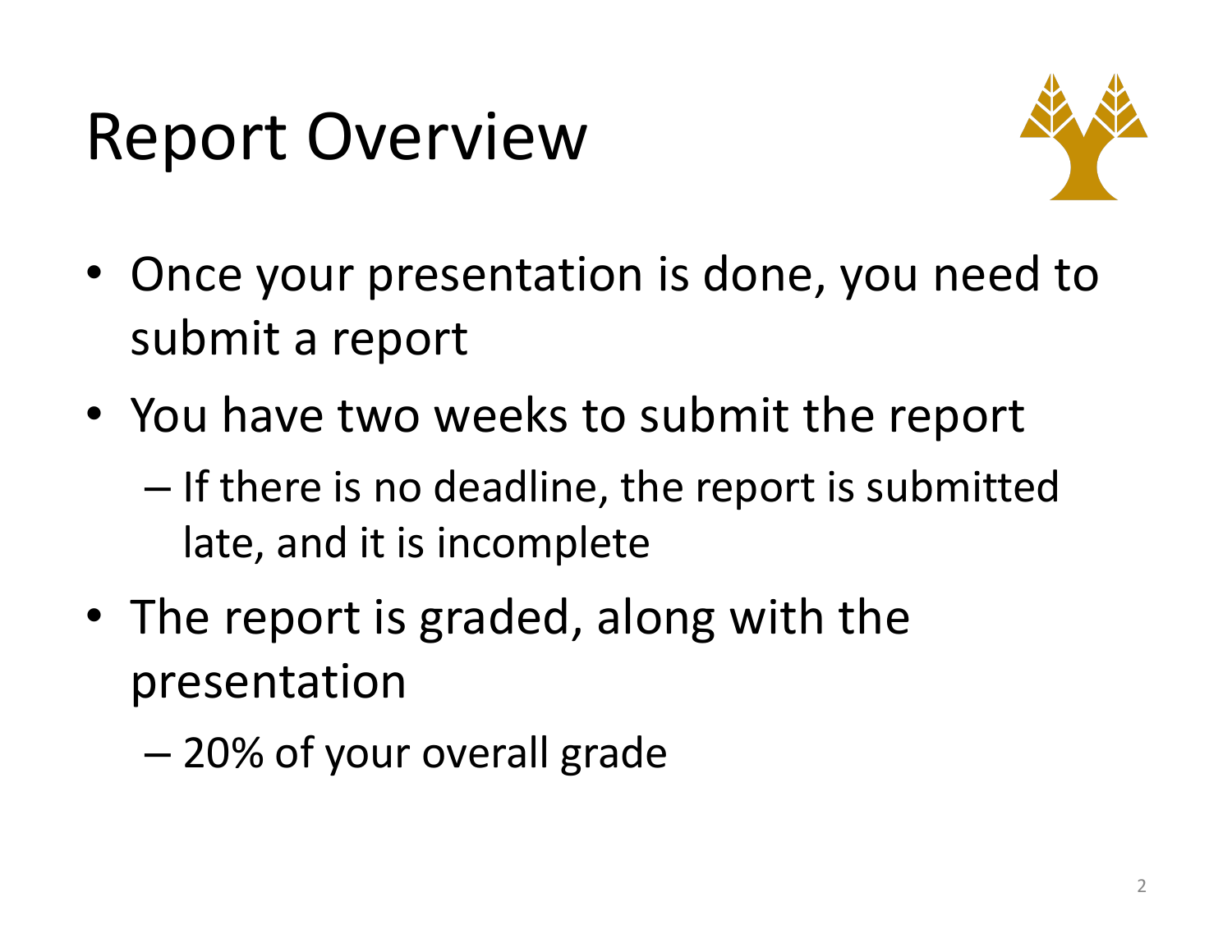# Report Overview

- Once your presentation is done, you need to submit a report
- You have two weeks to submit the report
  - If there is no deadline, the report is submitted late, and it is incomplete
- The report is graded, along with the presentation
  - 20% of your overall grade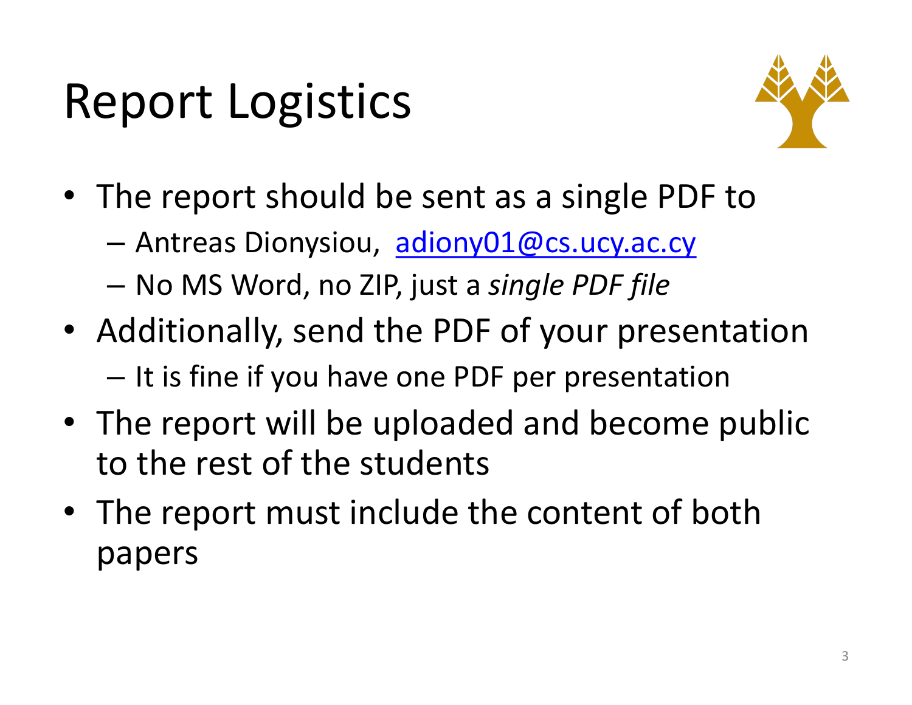# Report Logistics

- The report should be sent as a single PDF to
  - Antreas Dionysiou, adiony01@cs.ucy.ac.cy
  - No MS Word, no ZIP, just a *single PDF file*
- Additionally, send the PDF of your presentation
  - It is fine if you have one PDF per presentation
- The report will be uploaded and become public to the rest of the students
- The report must include the content of both papers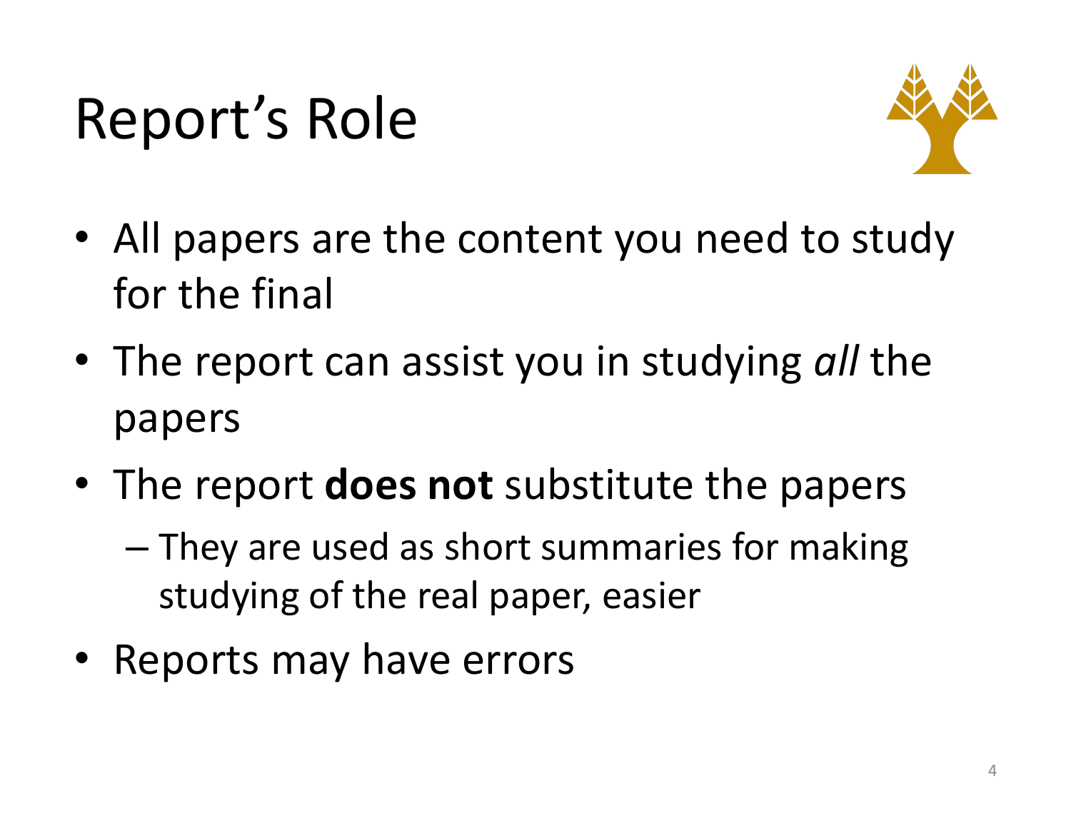# Report's Role

- All papers are the content you need to study for the final
- The report can assist you in studying *all* the papers
- The report **does not** substitute the papers
  - They are used as short summaries for making studying of the real paper, easier
- Reports may have errors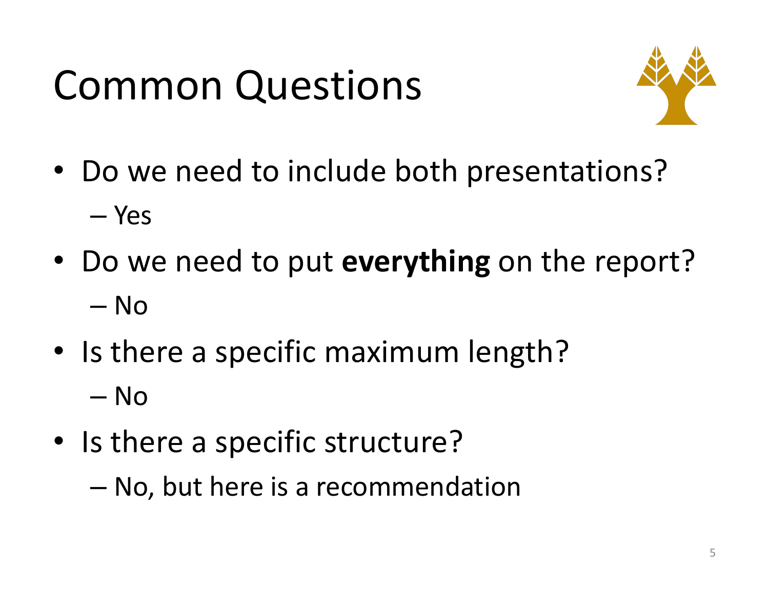# Common Questions

- Do we need to include both presentations?
  - Yes
- Do we need to put **everything** on the report?
  - No
- Is there a specific maximum length?
  - No
- Is there a specific structure?
  - No, but here is a recommendation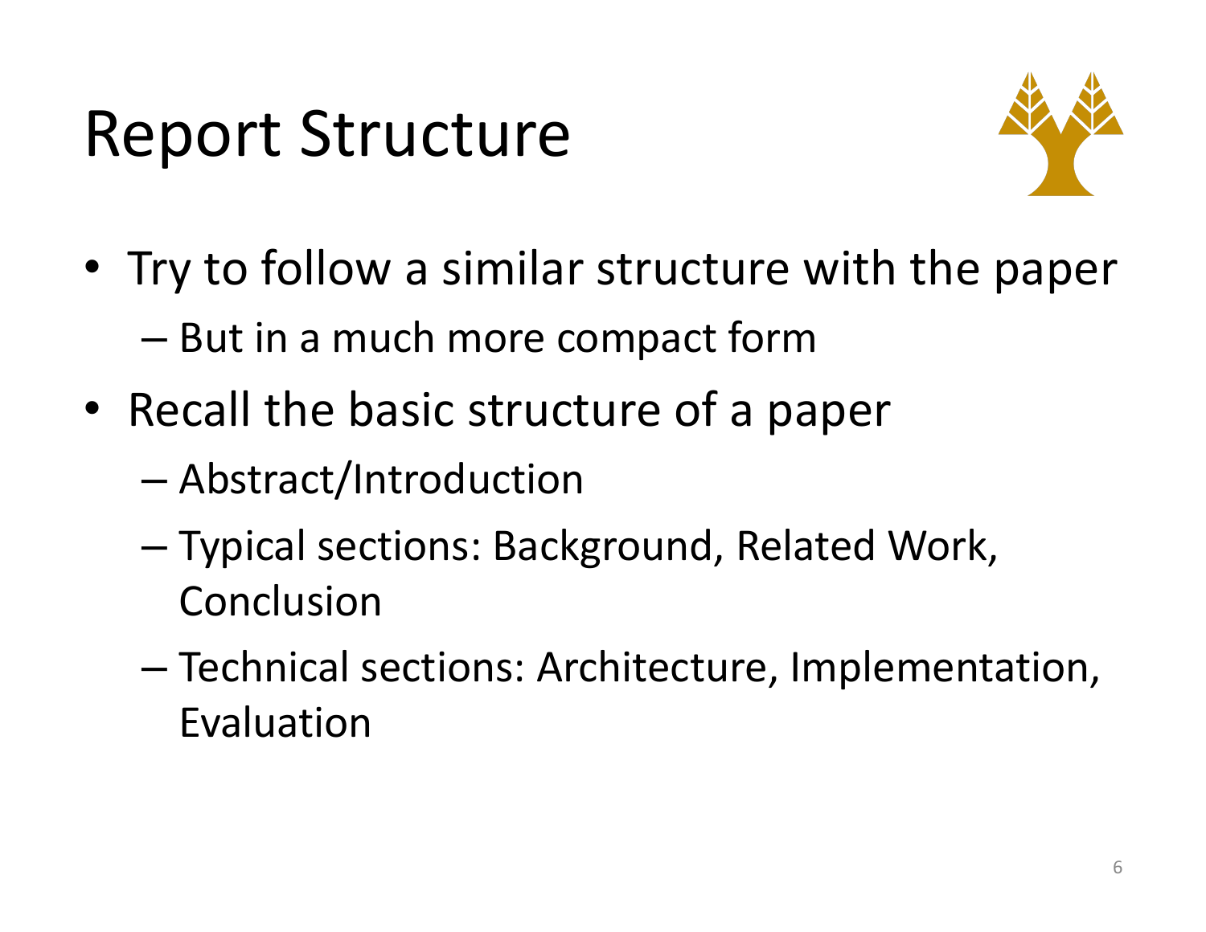# Report Structure

- Try to follow a similar structure with the paper
  - But in a much more compact form
- Recall the basic structure of a paper
  - Abstract/Introduction
  - Typical sections: Background, Related Work, Conclusion
  - Technical sections: Architecture, Implementation, Evaluation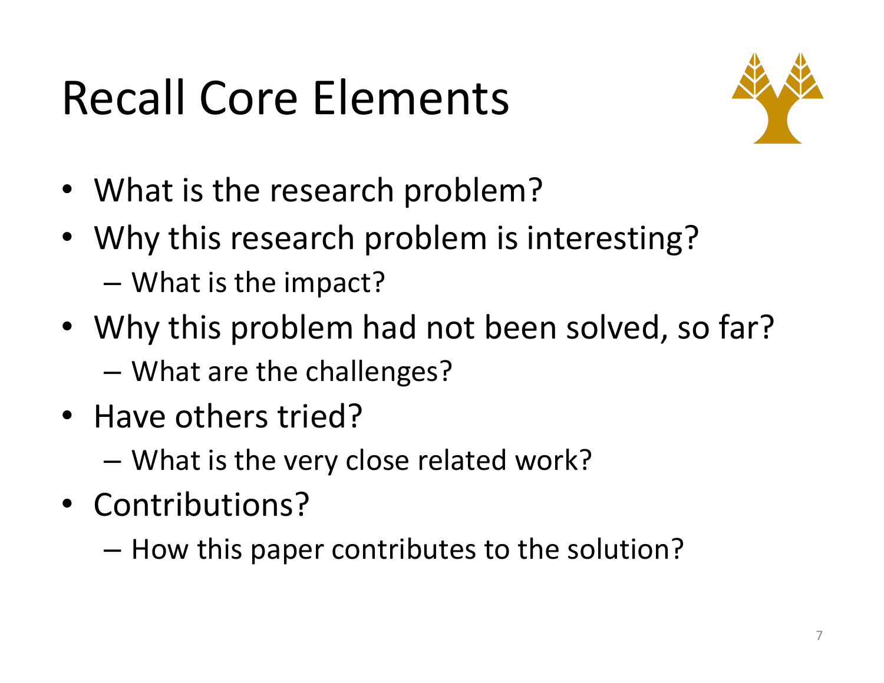# Recall Core Elements

- What is the research problem?
- Why this research problem is interesting?
  - What is the impact?
- Why this problem had not been solved, so far?
  - What are the challenges?
- Have others tried?
  - What is the very close related work?
- Contributions?
  - How this paper contributes to the solution?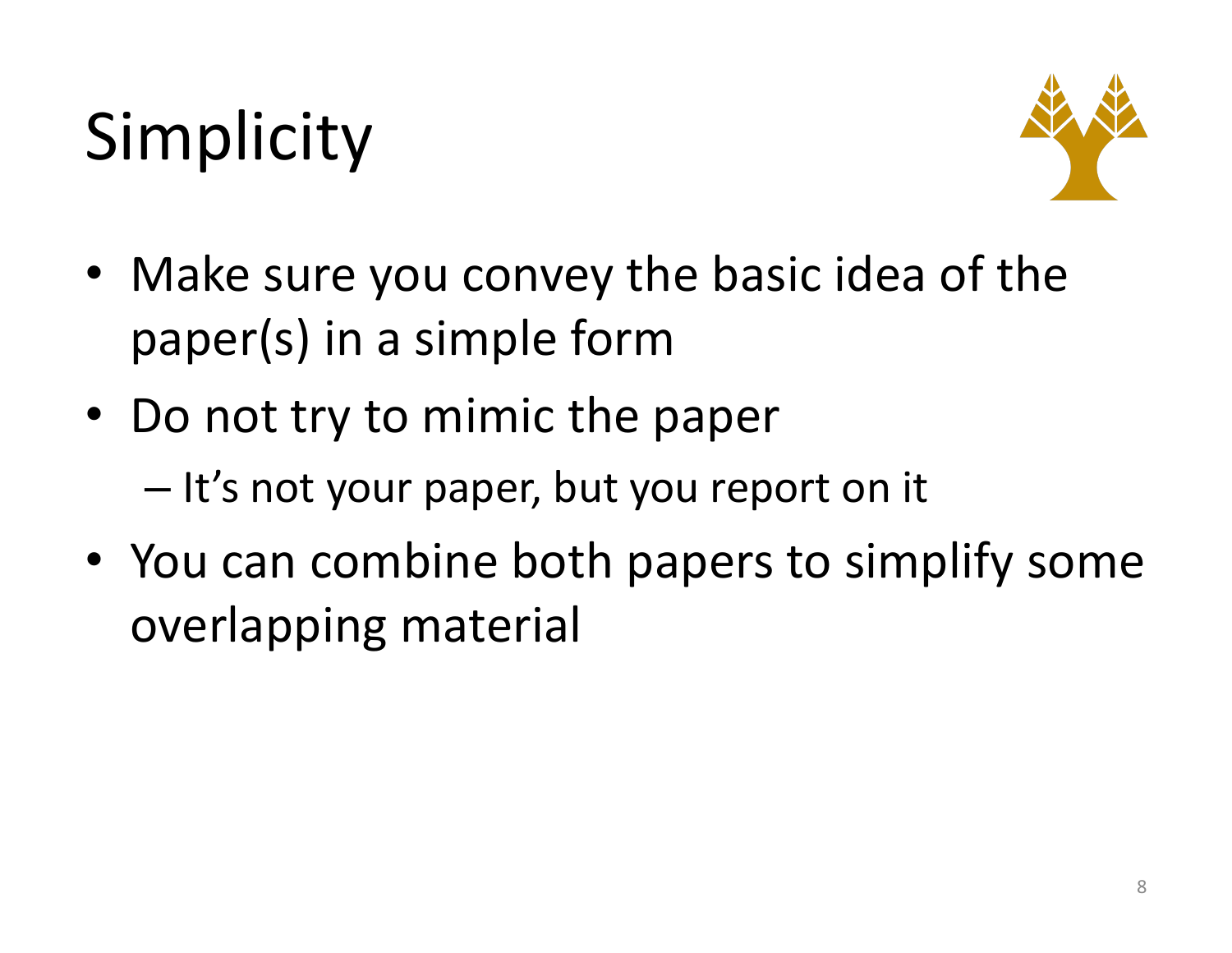# Simplicity

- Make sure you convey the basic idea of the paper(s) in a simple form
- Do not try to mimic the paper
  - It's not your paper, but you report on it
- You can combine both papers to simplify some overlapping material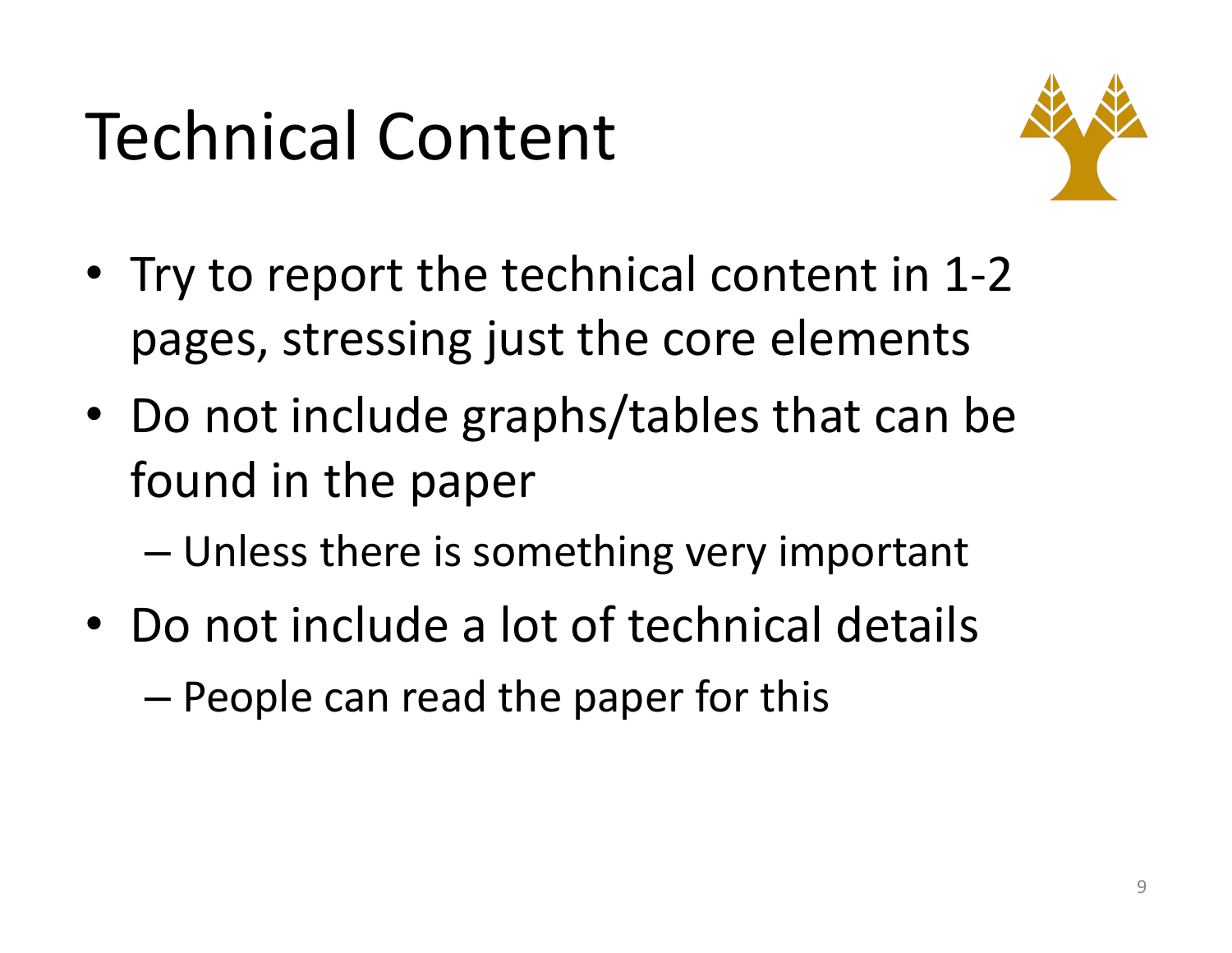# Technical Content

- Try to report the technical content in 1-2 pages, stressing just the core elements
- Do not include graphs/tables that can be found in the paper
  - Unless there is something very important
- Do not include a lot of technical details
  - People can read the paper for this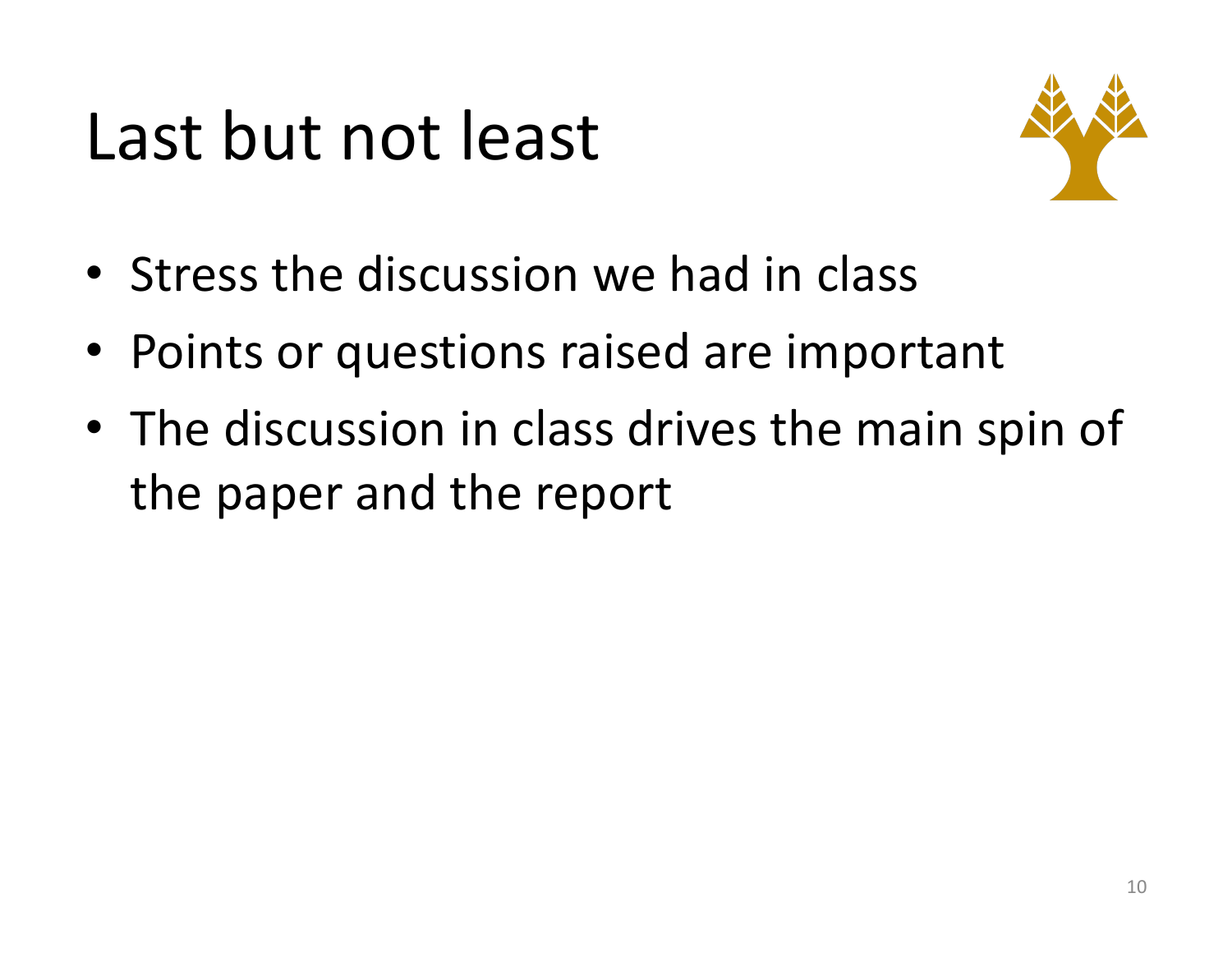# Last but not least

- Stress the discussion we had in class
- Points or questions raised are important
- The discussion in class drives the main spin of the paper and the report